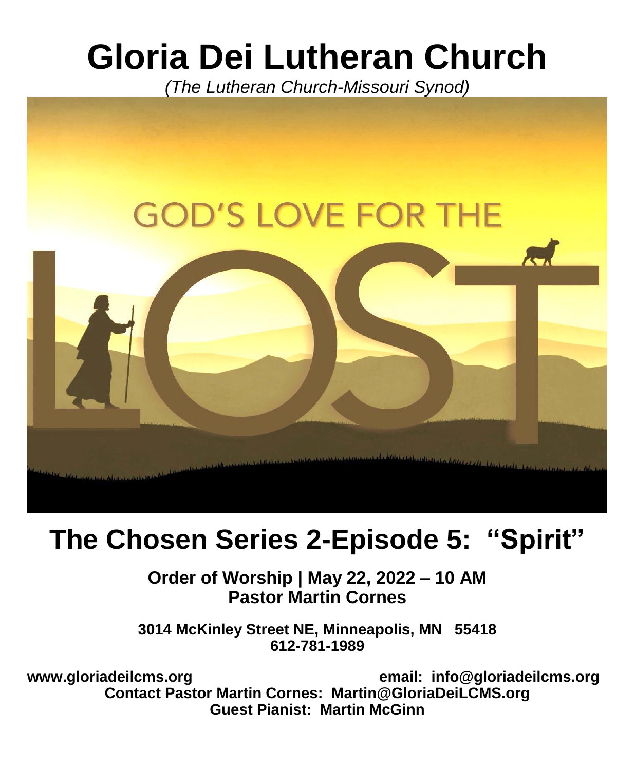# Gloria Dei Lutheran Church

*(The Lutheran Church-Missouri Synod)*

GOD'S LOVE FOR THE LOST

## The Chosen Series 2-Episode 5: "Spirit"

**Order of Worship | May 22, 2022 – 10 AM**
**Pastor Martin Cornes**

**3014 McKinley Street NE, Minneapolis, MN 55418**
**612-781-1989**

**www.gloriadeilcms.org** **email: info@gloriadeilcms.org**
**Contact Pastor Martin Cornes: Martin@GloriaDeiLCMS.org**
**Guest Pianist: Martin McGinn**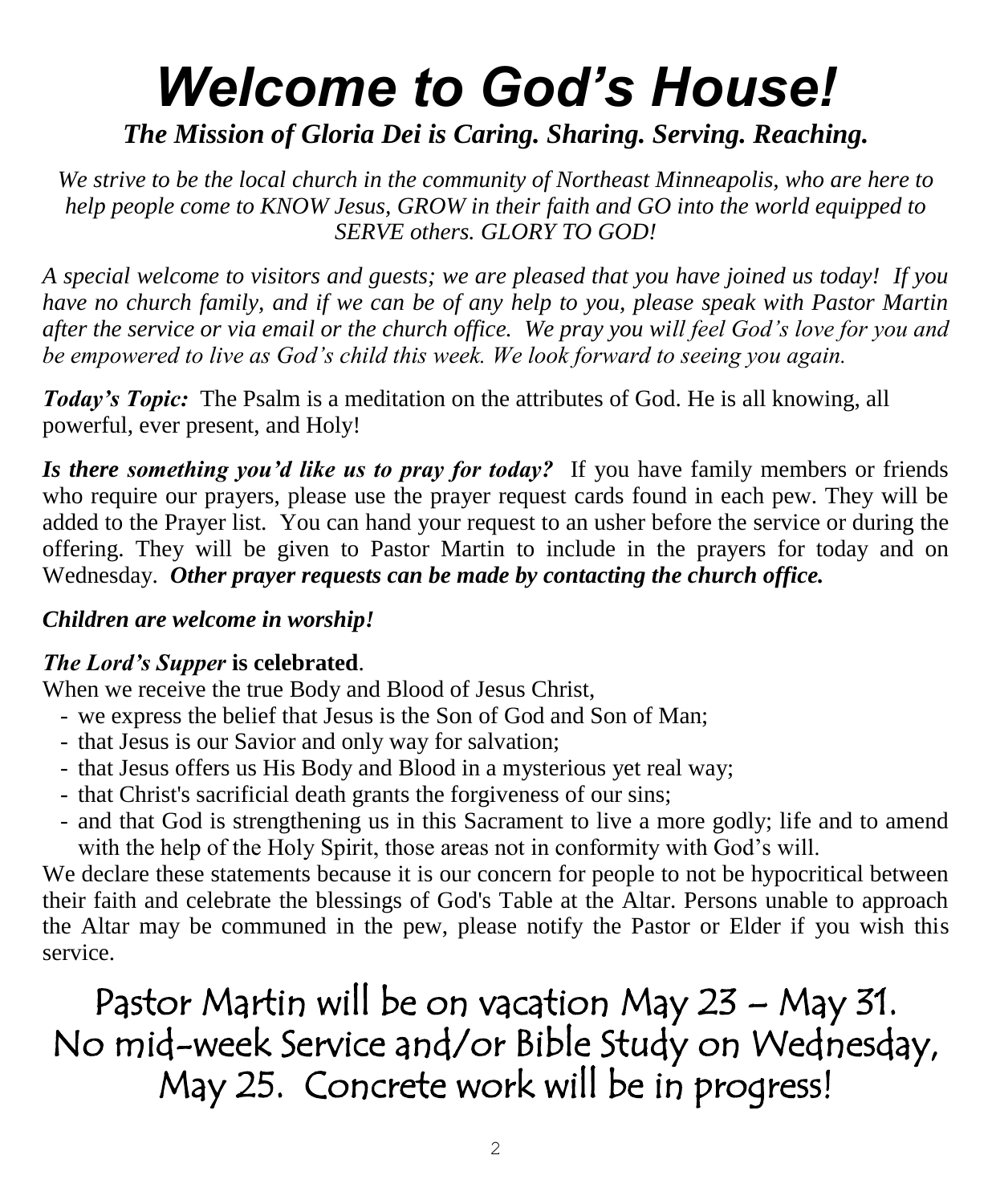# *Welcome to God's House!*

***The Mission of Gloria Dei is Caring. Sharing. Serving. Reaching.***

*We strive to be the local church in the community of Northeast Minneapolis, who are here to help people come to KNOW Jesus, GROW in their faith and GO into the world equipped to SERVE others. GLORY TO GOD!*

*A special welcome to visitors and guests; we are pleased that you have joined us today! If you have no church family, and if we can be of any help to you, please speak with Pastor Martin after the service or via email or the church office. We pray you will feel God's love for you and be empowered to live as God's child this week. We look forward to seeing you again.*

***Today's Topic:*** The Psalm is a meditation on the attributes of God. He is all knowing, all powerful, ever present, and Holy!

***Is there something you'd like us to pray for today?*** If you have family members or friends who require our prayers, please use the prayer request cards found in each pew. They will be added to the Prayer list. You can hand your request to an usher before the service or during the offering. They will be given to Pastor Martin to include in the prayers for today and on Wednesday. ***Other prayer requests can be made by contacting the church office.***

***Children are welcome in worship!***

***The Lord's Supper*** **is celebrated**.

When we receive the true Body and Blood of Jesus Christ,

- we express the belief that Jesus is the Son of God and Son of Man;
- that Jesus is our Savior and only way for salvation;
- that Jesus offers us His Body and Blood in a mysterious yet real way;
- that Christ's sacrificial death grants the forgiveness of our sins;
- and that God is strengthening us in this Sacrament to live a more godly; life and to amend with the help of the Holy Spirit, those areas not in conformity with God's will.

We declare these statements because it is our concern for people to not be hypocritical between their faith and celebrate the blessings of God's Table at the Altar. Persons unable to approach the Altar may be communed in the pew, please notify the Pastor or Elder if you wish this service.

Pastor Martin will be on vacation May 23 – May 31.
No mid-week Service and/or Bible Study on Wednesday, May 25. Concrete work will be in progress!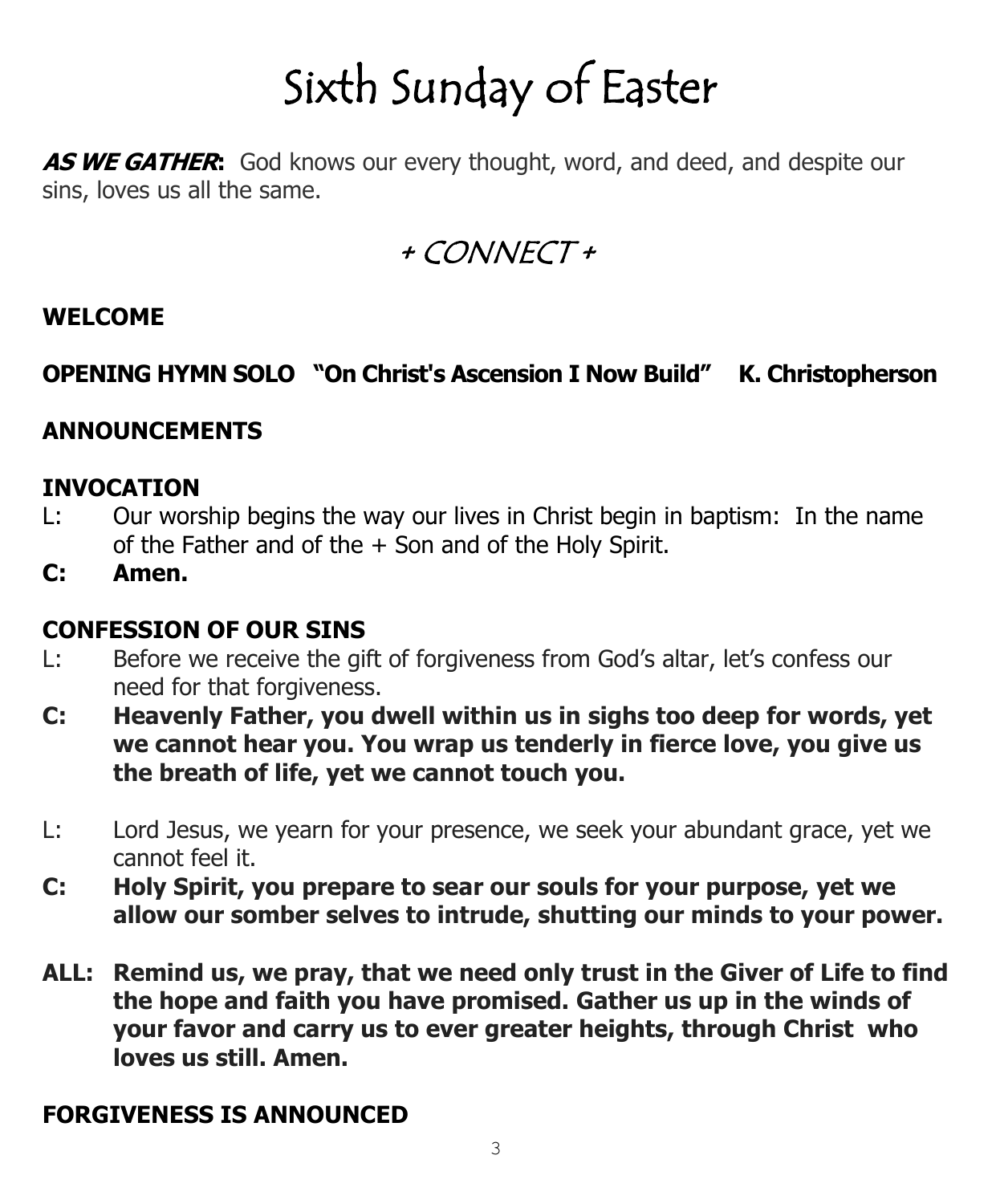# Sixth Sunday of Easter

***AS WE GATHER*:** God knows our every thought, word, and deed, and despite our sins, loves us all the same.

## + CONNECT +

**WELCOME**

**OPENING HYMN SOLO "On Christ's Ascension I Now Build" K. Christopherson**

**ANNOUNCEMENTS**

**INVOCATION**

L: Our worship begins the way our lives in Christ begin in baptism: In the name of the Father and of the + Son and of the Holy Spirit.

**C: Amen.**

**CONFESSION OF OUR SINS**

L: Before we receive the gift of forgiveness from God's altar, let's confess our need for that forgiveness.

**C: Heavenly Father, you dwell within us in sighs too deep for words, yet we cannot hear you. You wrap us tenderly in fierce love, you give us the breath of life, yet we cannot touch you.**

L: Lord Jesus, we yearn for your presence, we seek your abundant grace, yet we cannot feel it.

**C: Holy Spirit, you prepare to sear our souls for your purpose, yet we allow our somber selves to intrude, shutting our minds to your power.**

**ALL: Remind us, we pray, that we need only trust in the Giver of Life to find the hope and faith you have promised. Gather us up in the winds of your favor and carry us to ever greater heights, through Christ who loves us still. Amen.**

**FORGIVENESS IS ANNOUNCED**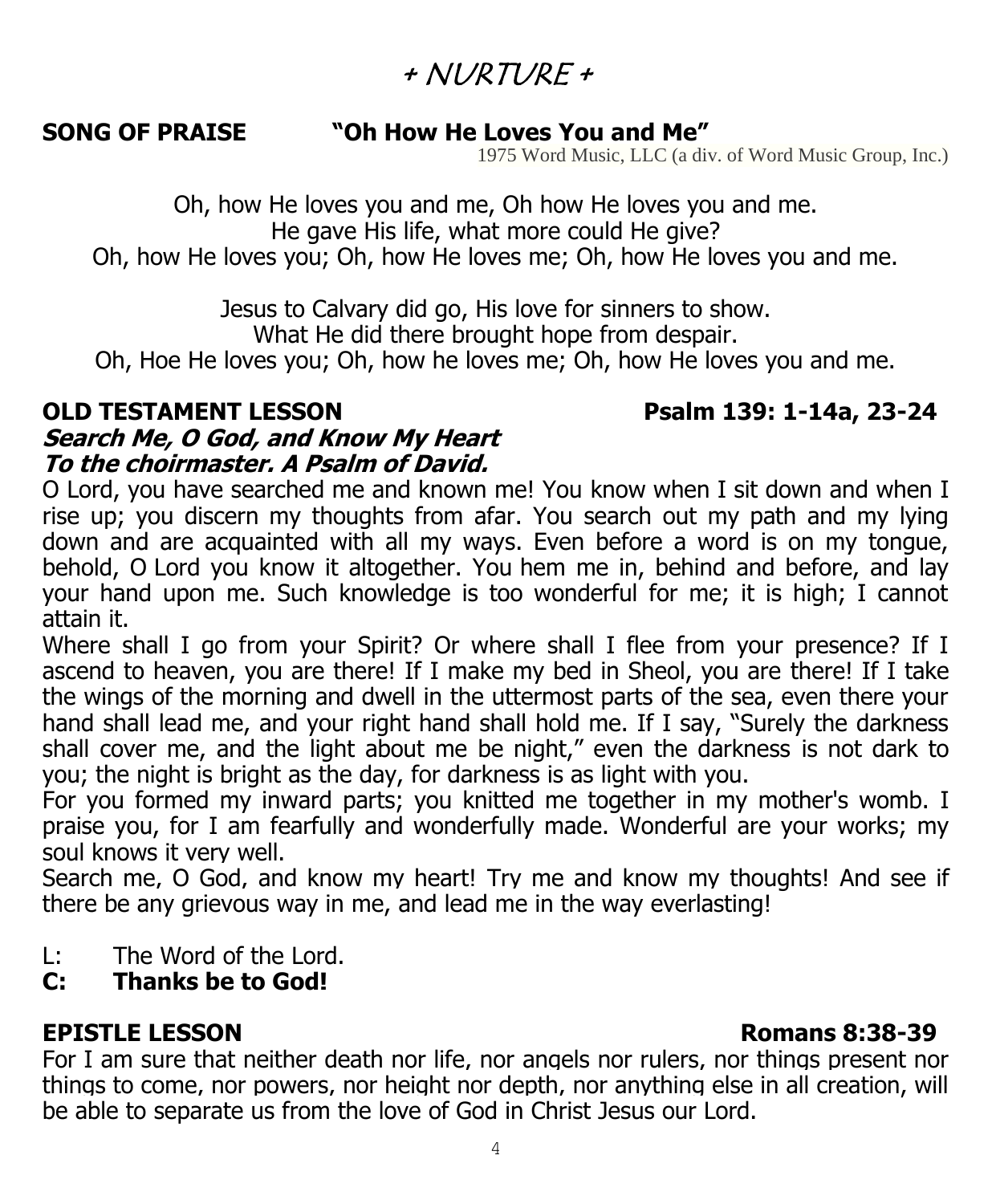# + NURTURE +

**SONG OF PRAISE "Oh How He Loves You and Me"**

1975 Word Music, LLC (a div. of Word Music Group, Inc.)

Oh, how He loves you and me, Oh how He loves you and me.
He gave His life, what more could He give?
Oh, how He loves you; Oh, how He loves me; Oh, how He loves you and me.

Jesus to Calvary did go, His love for sinners to show.
What He did there brought hope from despair.
Oh, Hoe He loves you; Oh, how he loves me; Oh, how He loves you and me.

**OLD TESTAMENT LESSON Psalm 139: 1-14a, 23-24**

***Search Me, O God, and Know My Heart***
***To the choirmaster. A Psalm of David.***

O Lord, you have searched me and known me! You know when I sit down and when I rise up; you discern my thoughts from afar. You search out my path and my lying down and are acquainted with all my ways. Even before a word is on my tongue, behold, O Lord you know it altogether. You hem me in, behind and before, and lay your hand upon me. Such knowledge is too wonderful for me; it is high; I cannot attain it.

Where shall I go from your Spirit? Or where shall I flee from your presence? If I ascend to heaven, you are there! If I make my bed in Sheol, you are there! If I take the wings of the morning and dwell in the uttermost parts of the sea, even there your hand shall lead me, and your right hand shall hold me. If I say, "Surely the darkness shall cover me, and the light about me be night," even the darkness is not dark to you; the night is bright as the day, for darkness is as light with you.

For you formed my inward parts; you knitted me together in my mother's womb. I praise you, for I am fearfully and wonderfully made. Wonderful are your works; my soul knows it very well.

Search me, O God, and know my heart! Try me and know my thoughts! And see if there be any grievous way in me, and lead me in the way everlasting!

L: The Word of the Lord.
**C: Thanks be to God!**

**EPISTLE LESSON Romans 8:38-39**

For I am sure that neither death nor life, nor angels nor rulers, nor things present nor things to come, nor powers, nor height nor depth, nor anything else in all creation, will be able to separate us from the love of God in Christ Jesus our Lord.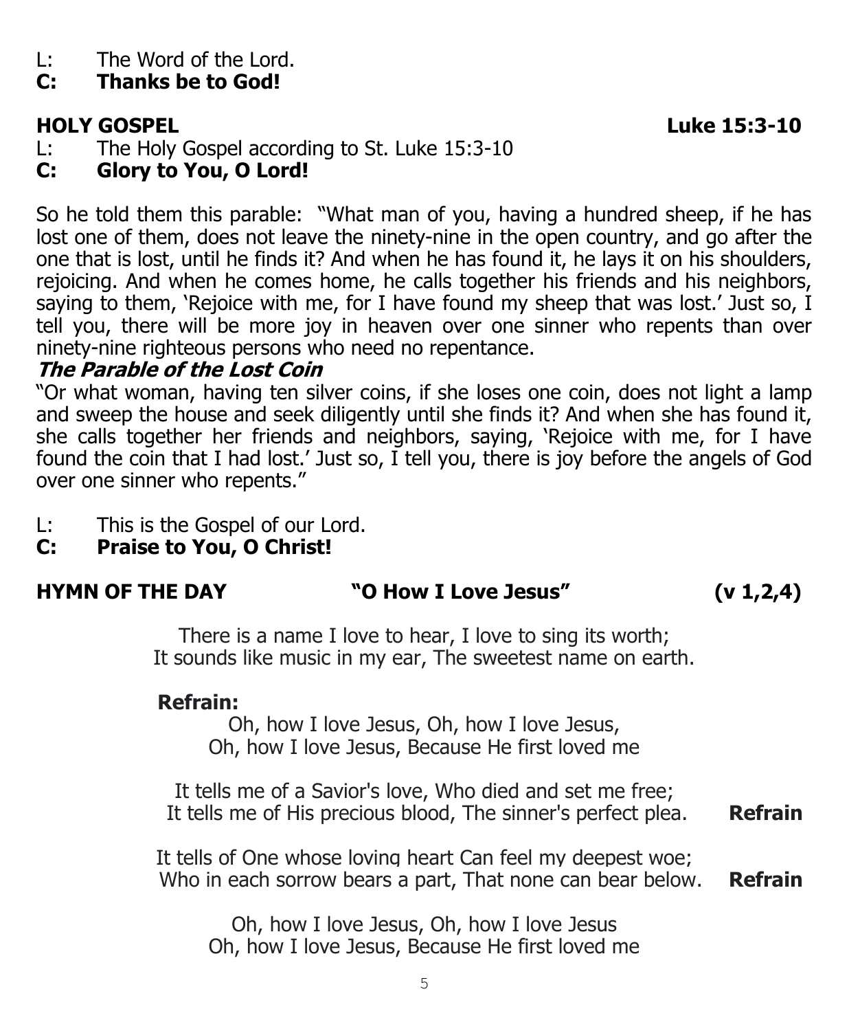L: The Word of the Lord.
**C: Thanks be to God!**

**HOLY GOSPEL** **Luke 15:3-10**

L: The Holy Gospel according to St. Luke 15:3-10
**C: Glory to You, O Lord!**

So he told them this parable: "What man of you, having a hundred sheep, if he has lost one of them, does not leave the ninety-nine in the open country, and go after the one that is lost, until he finds it? And when he has found it, he lays it on his shoulders, rejoicing. And when he comes home, he calls together his friends and his neighbors, saying to them, 'Rejoice with me, for I have found my sheep that was lost.' Just so, I tell you, there will be more joy in heaven over one sinner who repents than over ninety-nine righteous persons who need no repentance.

***The Parable of the Lost Coin***

"Or what woman, having ten silver coins, if she loses one coin, does not light a lamp and sweep the house and seek diligently until she finds it? And when she has found it, she calls together her friends and neighbors, saying, 'Rejoice with me, for I have found the coin that I had lost.' Just so, I tell you, there is joy before the angels of God over one sinner who repents."

L: This is the Gospel of our Lord.
**C: Praise to You, O Christ!**

**HYMN OF THE DAY** **"O How I Love Jesus"** **(v 1,2,4)**

There is a name I love to hear, I love to sing its worth;
It sounds like music in my ear, The sweetest name on earth.

**Refrain:**
Oh, how I love Jesus, Oh, how I love Jesus,
Oh, how I love Jesus, Because He first loved me

It tells me of a Savior's love, Who died and set me free;
It tells me of His precious blood, The sinner's perfect plea. **Refrain**

It tells of One whose loving heart Can feel my deepest woe;
Who in each sorrow bears a part, That none can bear below. **Refrain**

Oh, how I love Jesus, Oh, how I love Jesus
Oh, how I love Jesus, Because He first loved me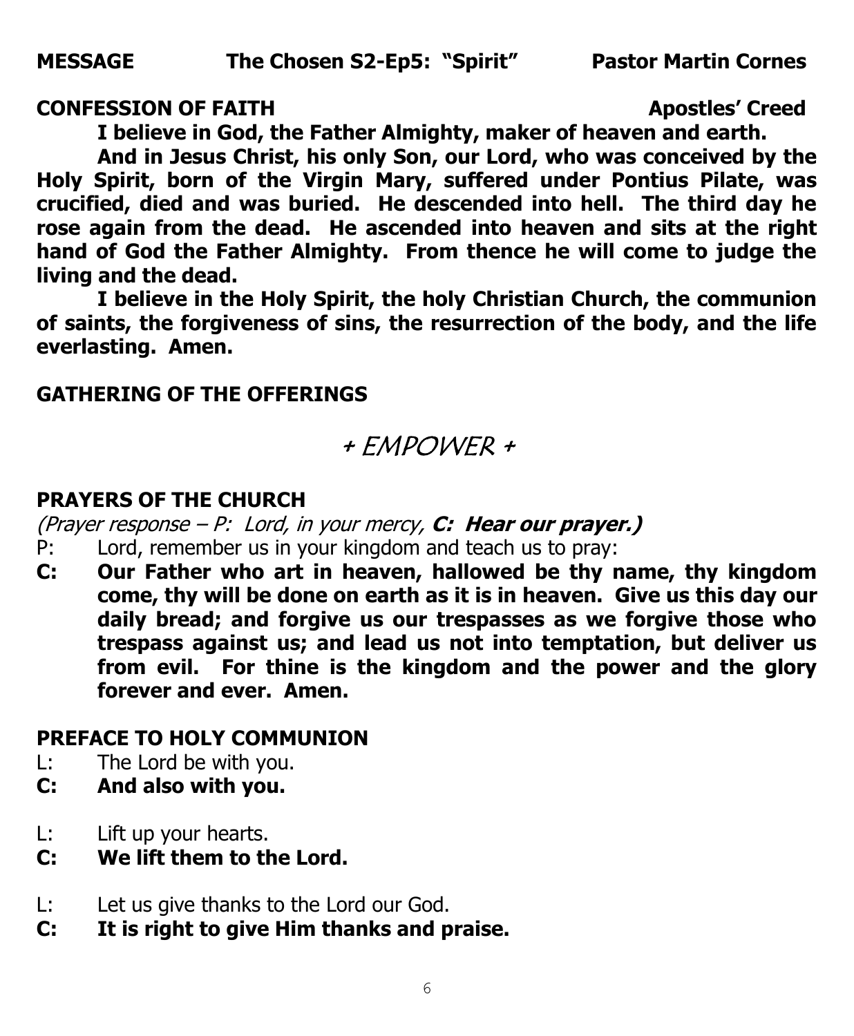**MESSAGE** **The Chosen S2-Ep5: "Spirit"** **Pastor Martin Cornes**

**CONFESSION OF FAITH** **Apostles' Creed**

**I believe in God, the Father Almighty, maker of heaven and earth.**

**And in Jesus Christ, his only Son, our Lord, who was conceived by the Holy Spirit, born of the Virgin Mary, suffered under Pontius Pilate, was crucified, died and was buried. He descended into hell. The third day he rose again from the dead. He ascended into heaven and sits at the right hand of God the Father Almighty. From thence he will come to judge the living and the dead.**

**I believe in the Holy Spirit, the holy Christian Church, the communion of saints, the forgiveness of sins, the resurrection of the body, and the life everlasting. Amen.**

**GATHERING OF THE OFFERINGS**

## + EMPOWER +

**PRAYERS OF THE CHURCH**

*(Prayer response – P: Lord, in your mercy,* ***C: Hear our prayer.)***

P: Lord, remember us in your kingdom and teach us to pray:

**C: Our Father who art in heaven, hallowed be thy name, thy kingdom come, thy will be done on earth as it is in heaven. Give us this day our daily bread; and forgive us our trespasses as we forgive those who trespass against us; and lead us not into temptation, but deliver us from evil. For thine is the kingdom and the power and the glory forever and ever. Amen.**

**PREFACE TO HOLY COMMUNION**

L: The Lord be with you.

**C: And also with you.**

L: Lift up your hearts.

**C: We lift them to the Lord.**

L: Let us give thanks to the Lord our God.

**C: It is right to give Him thanks and praise.**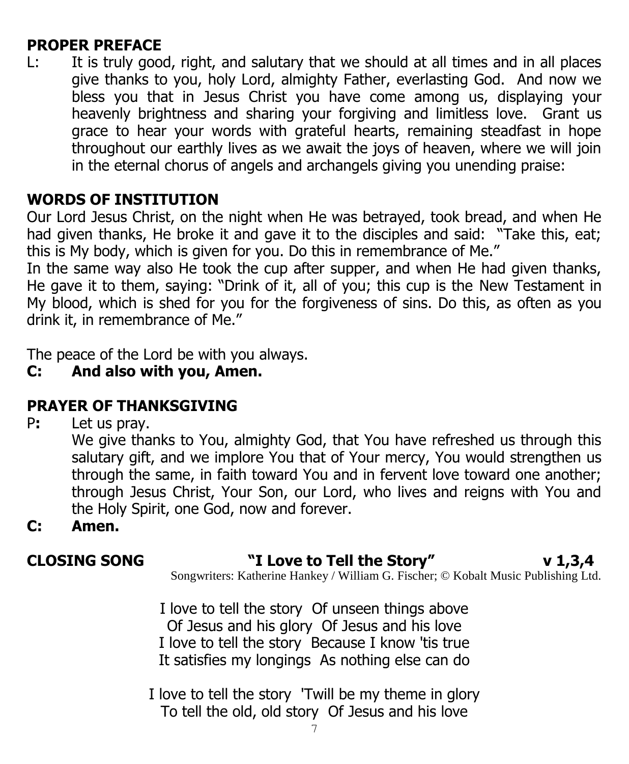## PROPER PREFACE

L: It is truly good, right, and salutary that we should at all times and in all places give thanks to you, holy Lord, almighty Father, everlasting God. And now we bless you that in Jesus Christ you have come among us, displaying your heavenly brightness and sharing your forgiving and limitless love. Grant us grace to hear your words with grateful hearts, remaining steadfast in hope throughout our earthly lives as we await the joys of heaven, where we will join in the eternal chorus of angels and archangels giving you unending praise:

## WORDS OF INSTITUTION

Our Lord Jesus Christ, on the night when He was betrayed, took bread, and when He had given thanks, He broke it and gave it to the disciples and said: "Take this, eat; this is My body, which is given for you. Do this in remembrance of Me."

In the same way also He took the cup after supper, and when He had given thanks, He gave it to them, saying: "Drink of it, all of you; this cup is the New Testament in My blood, which is shed for you for the forgiveness of sins. Do this, as often as you drink it, in remembrance of Me."

The peace of the Lord be with you always.

**C: And also with you, Amen.**

## PRAYER OF THANKSGIVING

P**:** Let us pray.

We give thanks to You, almighty God, that You have refreshed us through this salutary gift, and we implore You that of Your mercy, You would strengthen us through the same, in faith toward You and in fervent love toward one another; through Jesus Christ, Your Son, our Lord, who lives and reigns with You and the Holy Spirit, one God, now and forever.

**C: Amen.**

## CLOSING SONG "I Love to Tell the Story" v 1,3,4

Songwriters: Katherine Hankey / William G. Fischer; © Kobalt Music Publishing Ltd.

I love to tell the story Of unseen things above
Of Jesus and his glory Of Jesus and his love
I love to tell the story Because I know 'tis true
It satisfies my longings As nothing else can do

I love to tell the story 'Twill be my theme in glory
To tell the old, old story Of Jesus and his love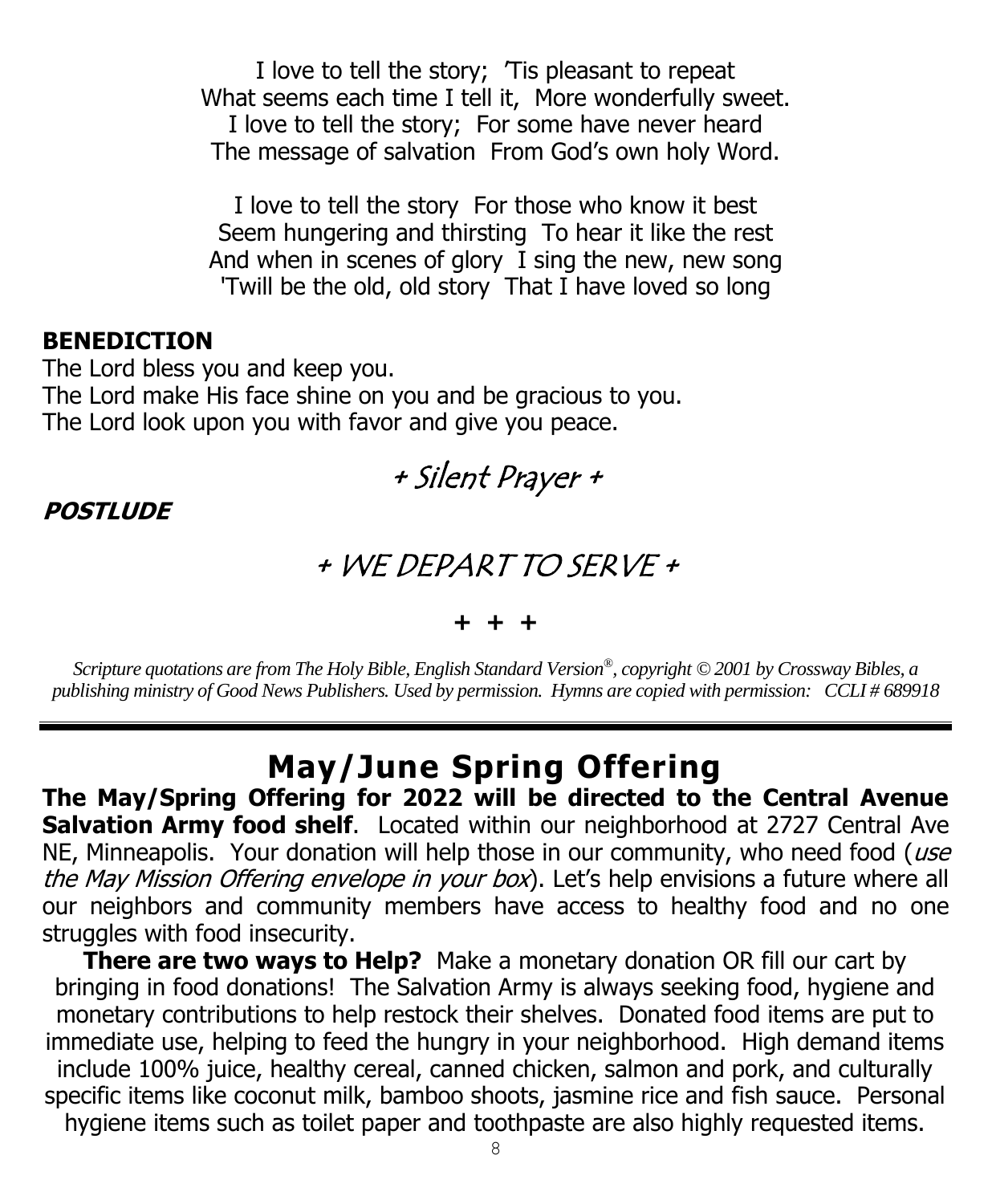I love to tell the story; 'Tis pleasant to repeat
What seems each time I tell it, More wonderfully sweet.
I love to tell the story; For some have never heard
The message of salvation From God's own holy Word.

I love to tell the story For those who know it best
Seem hungering and thirsting To hear it like the rest
And when in scenes of glory I sing the new, new song
'Twill be the old, old story That I have loved so long

**BENEDICTION**

The Lord bless you and keep you.
The Lord make His face shine on you and be gracious to you.
The Lord look upon you with favor and give you peace.

*+ Silent Prayer +*

***POSTLUDE***

*+ WE DEPART TO SERVE +*

**+ + +**

*Scripture quotations are from The Holy Bible, English Standard Version®, copyright © 2001 by Crossway Bibles, a publishing ministry of Good News Publishers. Used by permission. Hymns are copied with permission: CCLI # 689918*

---

## May/June Spring Offering

**The May/Spring Offering for 2022 will be directed to the Central Avenue Salvation Army food shelf**. Located within our neighborhood at 2727 Central Ave NE, Minneapolis. Your donation will help those in our community, who need food (*use the May Mission Offering envelope in your box*). Let's help envisions a future where all our neighbors and community members have access to healthy food and no one struggles with food insecurity.

**There are two ways to Help?** Make a monetary donation OR fill our cart by bringing in food donations! The Salvation Army is always seeking food, hygiene and monetary contributions to help restock their shelves. Donated food items are put to immediate use, helping to feed the hungry in your neighborhood. High demand items include 100% juice, healthy cereal, canned chicken, salmon and pork, and culturally specific items like coconut milk, bamboo shoots, jasmine rice and fish sauce. Personal hygiene items such as toilet paper and toothpaste are also highly requested items.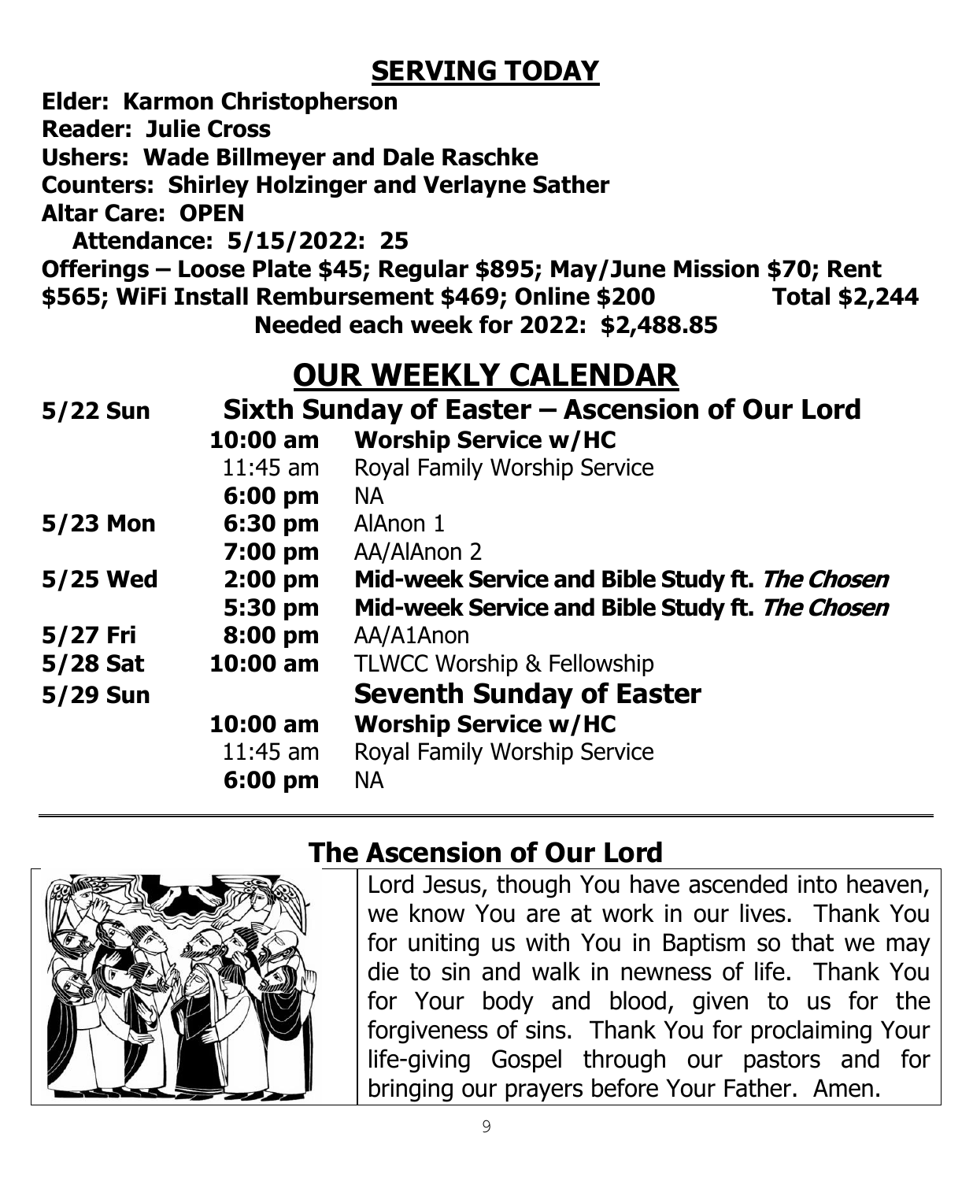## SERVING TODAY

**Elder: Karmon Christopherson**
**Reader: Julie Cross**
**Ushers: Wade Billmeyer and Dale Raschke**
**Counters: Shirley Holzinger and Verlayne Sather**
**Altar Care: OPEN**
**Attendance: 5/15/2022: 25**
**Offerings – Loose Plate $45; Regular $895; May/June Mission $70; Rent $565; WiFi Install Rembursement $469; Online $200 Total $2,244**
**Needed each week for 2022: $2,488.85**

## OUR WEEKLY CALENDAR

| | | |
|---|---|---|
| **5/22 Sun** | | **Sixth Sunday of Easter – Ascension of Our Lord** |
| | **10:00 am** | **Worship Service w/HC** |
| | 11:45 am | Royal Family Worship Service |
| | **6:00 pm** | NA |
| **5/23 Mon** | **6:30 pm** | AlAnon 1 |
| | **7:00 pm** | AA/AlAnon 2 |
| **5/25 Wed** | **2:00 pm** | **Mid-week Service and Bible Study ft. *The Chosen*** |
| | **5:30 pm** | **Mid-week Service and Bible Study ft. *The Chosen*** |
| **5/27 Fri** | **8:00 pm** | AA/A1Anon |
| **5/28 Sat** | **10:00 am** | TLWCC Worship & Fellowship |
| **5/29 Sun** | | **Seventh Sunday of Easter** |
| | **10:00 am** | **Worship Service w/HC** |
| | 11:45 am | Royal Family Worship Service |
| | **6:00 pm** | NA |

## The Ascension of Our Lord

Lord Jesus, though You have ascended into heaven, we know You are at work in our lives. Thank You for uniting us with You in Baptism so that we may die to sin and walk in newness of life. Thank You for Your body and blood, given to us for the forgiveness of sins. Thank You for proclaiming Your life-giving Gospel through our pastors and for bringing our prayers before Your Father. Amen.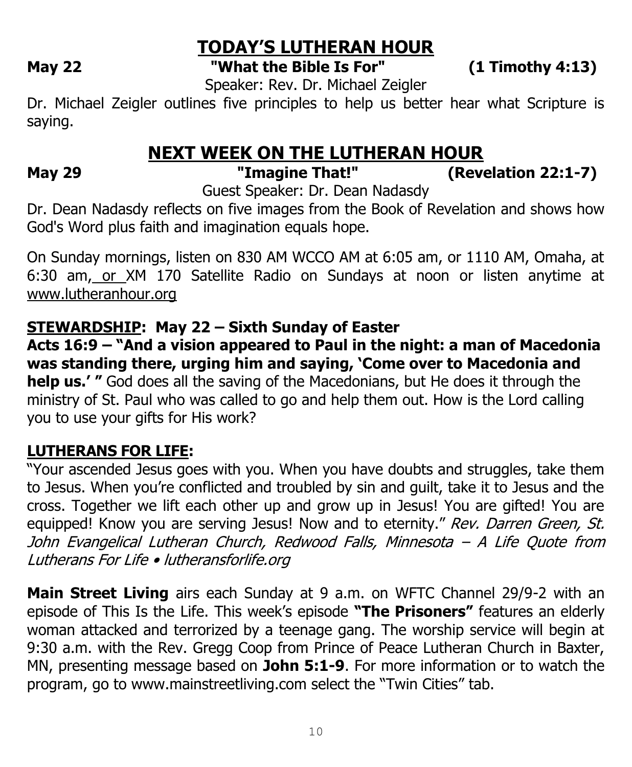## TODAY'S LUTHERAN HOUR

**May 22** **"What the Bible Is For"** **(1 Timothy 4:13)**

Speaker: Rev. Dr. Michael Zeigler

Dr. Michael Zeigler outlines five principles to help us better hear what Scripture is saying.

## NEXT WEEK ON THE LUTHERAN HOUR

**May 29** **"Imagine That!"** **(Revelation 22:1-7)**

Guest Speaker: Dr. Dean Nadasdy

Dr. Dean Nadasdy reflects on five images from the Book of Revelation and shows how God's Word plus faith and imagination equals hope.

On Sunday mornings, listen on 830 AM WCCO AM at 6:05 am, or 1110 AM, Omaha, at 6:30 am, or XM 170 Satellite Radio on Sundays at noon or listen anytime at www.lutheranhour.org

**STEWARDSHIP: May 22 – Sixth Sunday of Easter**

**Acts 16:9 – "And a vision appeared to Paul in the night: a man of Macedonia was standing there, urging him and saying, 'Come over to Macedonia and help us.' "** God does all the saving of the Macedonians, but He does it through the ministry of St. Paul who was called to go and help them out. How is the Lord calling you to use your gifts for His work?

**LUTHERANS FOR LIFE:**

"Your ascended Jesus goes with you. When you have doubts and struggles, take them to Jesus. When you're conflicted and troubled by sin and guilt, take it to Jesus and the cross. Together we lift each other up and grow up in Jesus! You are gifted! You are equipped! Know you are serving Jesus! Now and to eternity." *Rev. Darren Green, St. John Evangelical Lutheran Church, Redwood Falls, Minnesota – A Life Quote from Lutherans For Life • lutheransforlife.org*

**Main Street Living** airs each Sunday at 9 a.m. on WFTC Channel 29/9-2 with an episode of This Is the Life. This week's episode **"The Prisoners"** features an elderly woman attacked and terrorized by a teenage gang. The worship service will begin at 9:30 a.m. with the Rev. Gregg Coop from Prince of Peace Lutheran Church in Baxter, MN, presenting message based on **John 5:1-9**. For more information or to watch the program, go to www.mainstreetliving.com select the "Twin Cities" tab.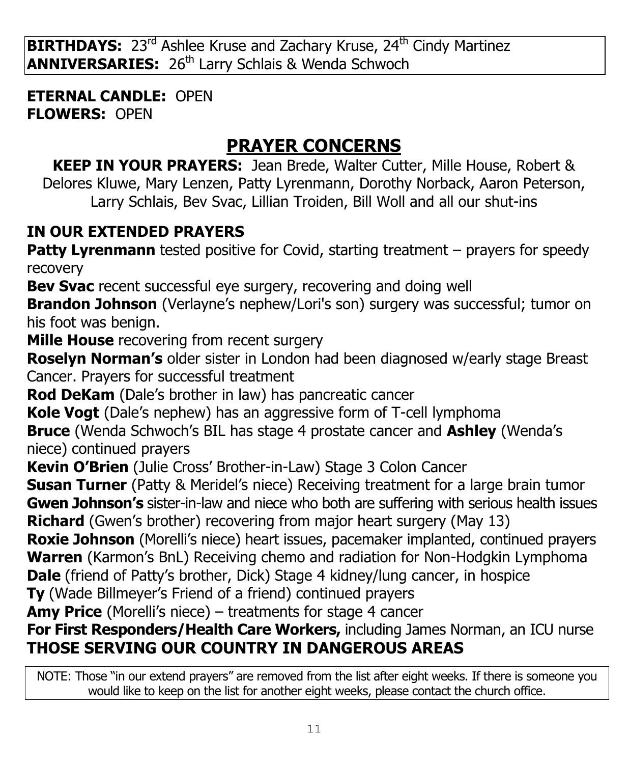**BIRTHDAYS:** 23rd Ashlee Kruse and Zachary Kruse, 24th Cindy Martinez
**ANNIVERSARIES:** 26th Larry Schlais & Wenda Schwoch

**ETERNAL CANDLE:** OPEN
**FLOWERS:** OPEN

# PRAYER CONCERNS

**KEEP IN YOUR PRAYERS:** Jean Brede, Walter Cutter, Mille House, Robert & Delores Kluwe, Mary Lenzen, Patty Lyrenmann, Dorothy Norback, Aaron Peterson, Larry Schlais, Bev Svac, Lillian Troiden, Bill Woll and all our shut-ins

## IN OUR EXTENDED PRAYERS

**Patty Lyrenmann** tested positive for Covid, starting treatment – prayers for speedy recovery
**Bev Svac** recent successful eye surgery, recovering and doing well
**Brandon Johnson** (Verlayne's nephew/Lori's son) surgery was successful; tumor on his foot was benign.
**Mille House** recovering from recent surgery
**Roselyn Norman's** older sister in London had been diagnosed w/early stage Breast Cancer. Prayers for successful treatment
**Rod DeKam** (Dale's brother in law) has pancreatic cancer
**Kole Vogt** (Dale's nephew) has an aggressive form of T-cell lymphoma
**Bruce** (Wenda Schwoch's BIL has stage 4 prostate cancer and **Ashley** (Wenda's niece) continued prayers
**Kevin O'Brien** (Julie Cross' Brother-in-Law) Stage 3 Colon Cancer
**Susan Turner** (Patty & Meridel's niece) Receiving treatment for a large brain tumor
**Gwen Johnson's** sister-in-law and niece who both are suffering with serious health issues
**Richard** (Gwen's brother) recovering from major heart surgery (May 13)
**Roxie Johnson** (Morelli's niece) heart issues, pacemaker implanted, continued prayers
**Warren** (Karmon's BnL) Receiving chemo and radiation for Non-Hodgkin Lymphoma
**Dale** (friend of Patty's brother, Dick) Stage 4 kidney/lung cancer, in hospice
**Ty** (Wade Billmeyer's Friend of a friend) continued prayers
**Amy Price** (Morelli's niece) – treatments for stage 4 cancer
**For First Responders/Health Care Workers,** including James Norman, an ICU nurse
**THOSE SERVING OUR COUNTRY IN DANGEROUS AREAS**

NOTE: Those "in our extend prayers" are removed from the list after eight weeks. If there is someone you would like to keep on the list for another eight weeks, please contact the church office.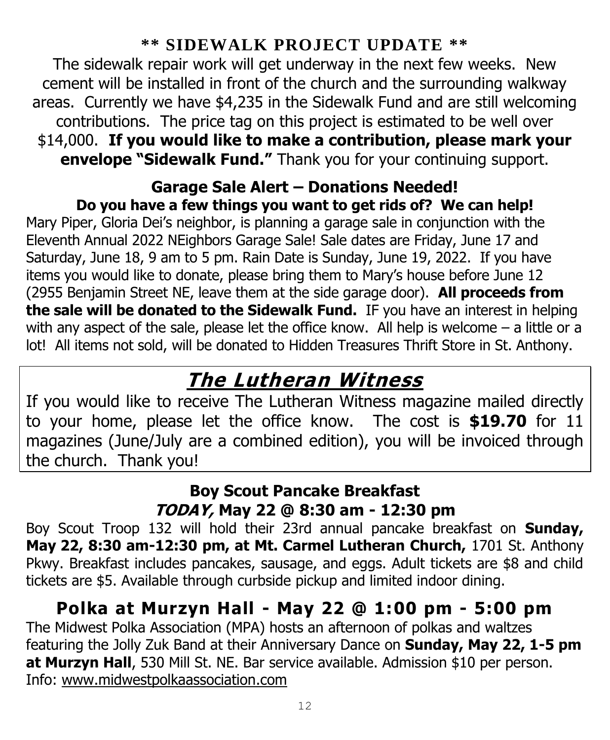## \*\* SIDEWALK PROJECT UPDATE \*\*

The sidewalk repair work will get underway in the next few weeks. New cement will be installed in front of the church and the surrounding walkway areas. Currently we have $4,235 in the Sidewalk Fund and are still welcoming contributions. The price tag on this project is estimated to be well over $14,000. **If you would like to make a contribution, please mark your envelope "Sidewalk Fund."** Thank you for your continuing support.

## Garage Sale Alert – Donations Needed!

### Do you have a few things you want to get rids of? We can help!

Mary Piper, Gloria Dei's neighbor, is planning a garage sale in conjunction with the Eleventh Annual 2022 NEighbors Garage Sale! Sale dates are Friday, June 17 and Saturday, June 18, 9 am to 5 pm. Rain Date is Sunday, June 19, 2022. If you have items you would like to donate, please bring them to Mary's house before June 12 (2955 Benjamin Street NE, leave them at the side garage door). **All proceeds from the sale will be donated to the Sidewalk Fund.** IF you have an interest in helping with any aspect of the sale, please let the office know. All help is welcome – a little or a lot! All items not sold, will be donated to Hidden Treasures Thrift Store in St. Anthony.

## ***The Lutheran Witness***

If you would like to receive The Lutheran Witness magazine mailed directly to your home, please let the office know. The cost is **$19.70** for 11 magazines (June/July are a combined edition), you will be invoiced through the church. Thank you!

## Boy Scout Pancake Breakfast

### *TODAY,* May 22 @ 8:30 am - 12:30 pm

Boy Scout Troop 132 will hold their 23rd annual pancake breakfast on **Sunday, May 22, 8:30 am-12:30 pm, at Mt. Carmel Lutheran Church,** 1701 St. Anthony Pkwy. Breakfast includes pancakes, sausage, and eggs. Adult tickets are $8 and child tickets are $5. Available through curbside pickup and limited indoor dining.

## Polka at Murzyn Hall - May 22 @ 1:00 pm - 5:00 pm

The Midwest Polka Association (MPA) hosts an afternoon of polkas and waltzes featuring the Jolly Zuk Band at their Anniversary Dance on **Sunday, May 22, 1-5 pm at Murzyn Hall**, 530 Mill St. NE. Bar service available. Admission $10 per person. Info: www.midwestpolkaassociation.com